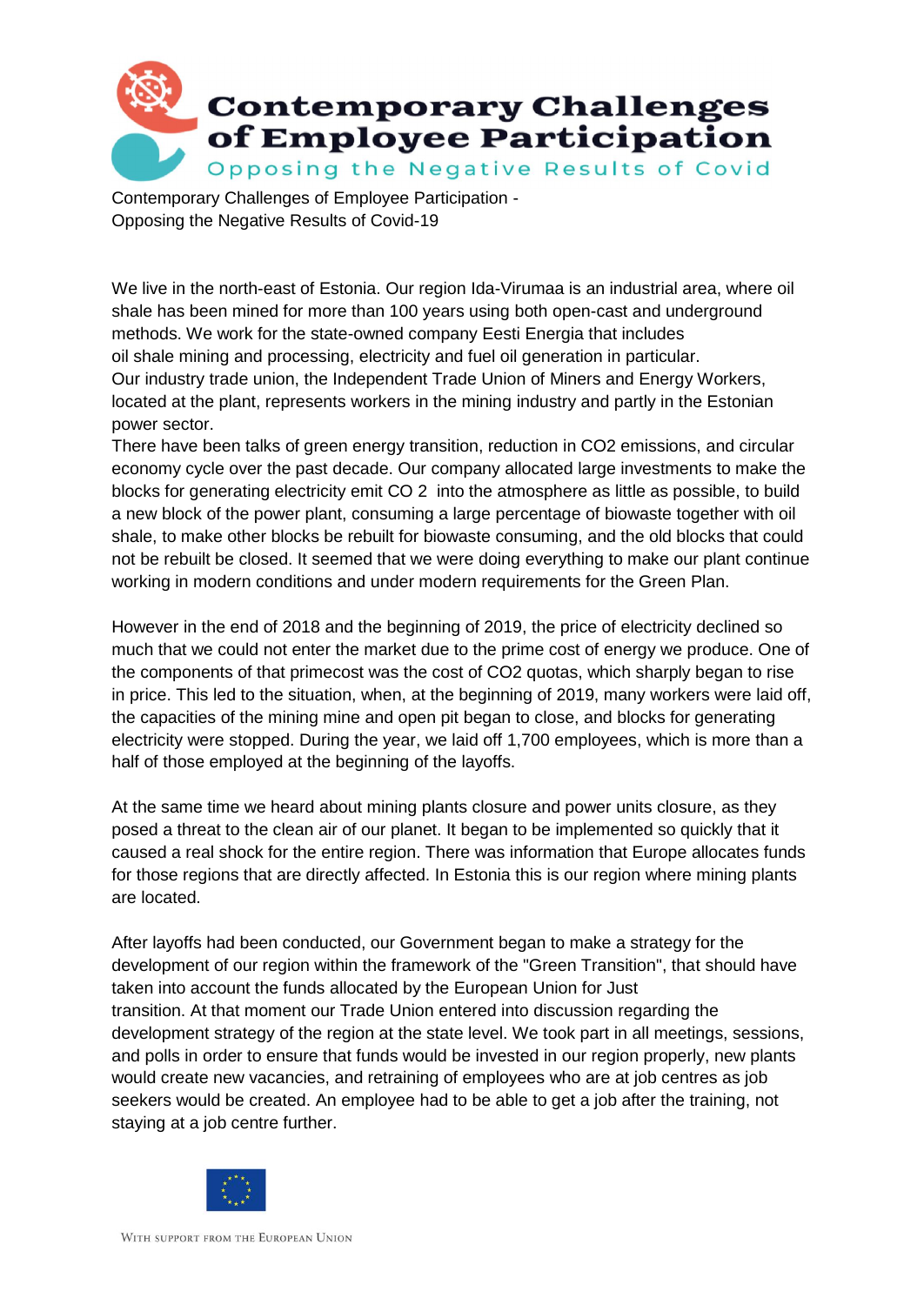# Contemporary Challenges of Employee Participation

Opposing the Negative Results of Covid

Contemporary Challenges of Employee Participation -
Opposing the Negative Results of Covid-19

We live in the north-east of Estonia. Our region Ida-Virumaa is an industrial area, where oil shale has been mined for more than 100 years using both open-cast and underground methods. We work for the state-owned company Eesti Energia that includes oil shale mining and processing, electricity and fuel oil generation in particular. Our industry trade union, the Independent Trade Union of Miners and Energy Workers, located at the plant, represents workers in the mining industry and partly in the Estonian power sector.

There have been talks of green energy transition, reduction in $CO_2$ emissions, and circular economy cycle over the past decade. Our company allocated large investments to make the blocks for generating electricity emit $CO_2$ into the atmosphere as little as possible, to build a new block of the power plant, consuming a large percentage of biowaste together with oil shale, to make other blocks be rebuilt for biowaste consuming, and the old blocks that could not be rebuilt be closed. It seemed that we were doing everything to make our plant continue working in modern conditions and under modern requirements for the Green Plan.

However in the end of 2018 and the beginning of 2019, the price of electricity declined so much that we could not enter the market due to the prime cost of energy we produce. One of the components of that primecost was the cost of $CO_2$ quotas, which sharply began to rise in price. This led to the situation, when, at the beginning of 2019, many workers were laid off, the capacities of the mining mine and open pit began to close, and blocks for generating electricity were stopped. During the year, we laid off 1,700 employees, which is more than a half of those employed at the beginning of the layoffs.

At the same time we heard about mining plants closure and power units closure, as they posed a threat to the clean air of our planet. It began to be implemented so quickly that it caused a real shock for the entire region. There was information that Europe allocates funds for those regions that are directly affected. In Estonia this is our region where mining plants are located.

After layoffs had been conducted, our Government began to make a strategy for the development of our region within the framework of the "Green Transition", that should have taken into account the funds allocated by the European Union for Just transition. At that moment our Trade Union entered into discussion regarding the development strategy of the region at the state level. We took part in all meetings, sessions, and polls in order to ensure that funds would be invested in our region properly, new plants would create new vacancies, and retraining of employees who are at job centres as job seekers would be created. An employee had to be able to get a job after the training, not staying at a job centre further.

With support from the European Union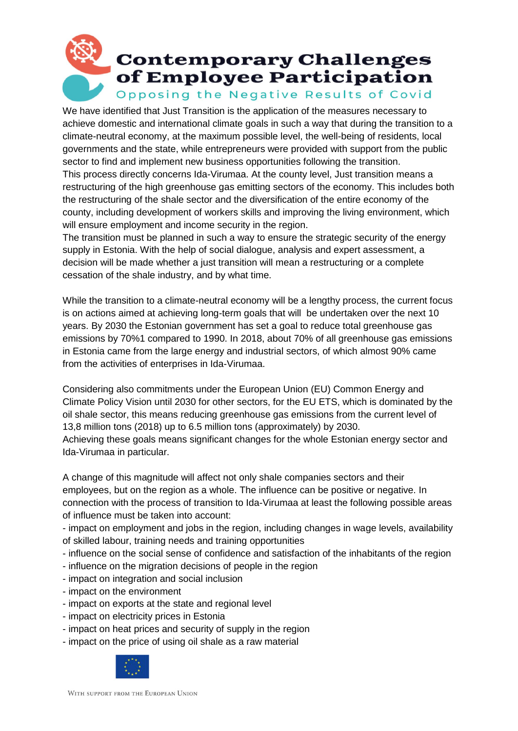We have identified that Just Transition is the application of the measures necessary to achieve domestic and international climate goals in such a way that during the transition to a climate-neutral economy, at the maximum possible level, the well-being of residents, local governments and the state, while entrepreneurs were provided with support from the public sector to find and implement new business opportunities following the transition.
This process directly concerns Ida-Virumaa. At the county level, Just transition means a restructuring of the high greenhouse gas emitting sectors of the economy. This includes both the restructuring of the shale sector and the diversification of the entire economy of the county, including development of workers skills and improving the living environment, which will ensure employment and income security in the region.
The transition must be planned in such a way to ensure the strategic security of the energy supply in Estonia. With the help of social dialogue, analysis and expert assessment, a decision will be made whether a just transition will mean a restructuring or a complete cessation of the shale industry, and by what time.

While the transition to a climate-neutral economy will be a lengthy process, the current focus is on actions aimed at achieving long-term goals that will be undertaken over the next 10 years. By 2030 the Estonian government has set a goal to reduce total greenhouse gas emissions by 70%1 compared to 1990. In 2018, about 70% of all greenhouse gas emissions in Estonia came from the large energy and industrial sectors, of which almost 90% came from the activities of enterprises in Ida-Virumaa.

Considering also commitments under the European Union (EU) Common Energy and Climate Policy Vision until 2030 for other sectors, for the EU ETS, which is dominated by the oil shale sector, this means reducing greenhouse gas emissions from the current level of 13,8 million tons (2018) up to 6.5 million tons (approximately) by 2030.
Achieving these goals means significant changes for the whole Estonian energy sector and Ida-Virumaa in particular.

A change of this magnitude will affect not only shale companies sectors and their employees, but on the region as a whole. The influence can be positive or negative. In connection with the process of transition to Ida-Virumaa at least the following possible areas of influence must be taken into account:

- impact on employment and jobs in the region, including changes in wage levels, availability of skilled labour, training needs and training opportunities
- influence on the social sense of confidence and satisfaction of the inhabitants of the region
- influence on the migration decisions of people in the region
- impact on integration and social inclusion
- impact on the environment
- impact on exports at the state and regional level
- impact on electricity prices in Estonia
- impact on heat prices and security of supply in the region
- impact on the price of using oil shale as a raw material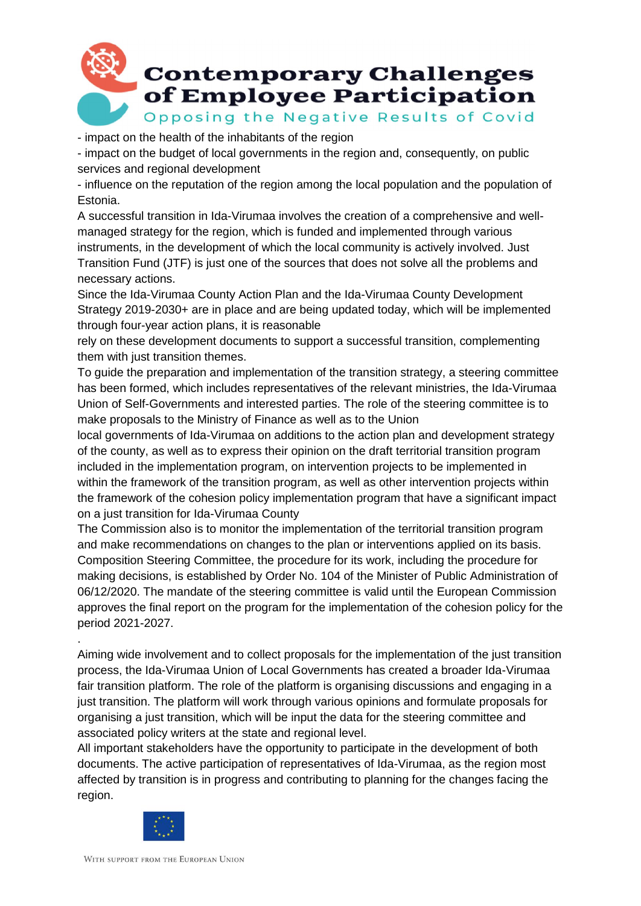- impact on the health of the inhabitants of the region
- impact on the budget of local governments in the region and, consequently, on public services and regional development
- influence on the reputation of the region among the local population and the population of Estonia.

A successful transition in Ida-Virumaa involves the creation of a comprehensive and well-managed strategy for the region, which is funded and implemented through various instruments, in the development of which the local community is actively involved. Just Transition Fund (JTF) is just one of the sources that does not solve all the problems and necessary actions.

Since the Ida-Virumaa County Action Plan and the Ida-Virumaa County Development Strategy 2019-2030+ are in place and are being updated today, which will be implemented through four-year action plans, it is reasonable rely on these development documents to support a successful transition, complementing them with just transition themes.

To guide the preparation and implementation of the transition strategy, a steering committee has been formed, which includes representatives of the relevant ministries, the Ida-Virumaa Union of Self-Governments and interested parties. The role of the steering committee is to make proposals to the Ministry of Finance as well as to the Union local governments of Ida-Virumaa on additions to the action plan and development strategy of the county, as well as to express their opinion on the draft territorial transition program included in the implementation program, on intervention projects to be implemented in within the framework of the transition program, as well as other intervention projects within the framework of the cohesion policy implementation program that have a significant impact on a just transition for Ida-Virumaa County

The Commission also is to monitor the implementation of the territorial transition program and make recommendations on changes to the plan or interventions applied on its basis. Composition Steering Committee, the procedure for its work, including the procedure for making decisions, is established by Order No. 104 of the Minister of Public Administration of 06/12/2020. The mandate of the steering committee is valid until the European Commission approves the final report on the program for the implementation of the cohesion policy for the period 2021-2027.

.

Aiming wide involvement and to collect proposals for the implementation of the just transition process, the Ida-Virumaa Union of Local Governments has created a broader Ida-Virumaa fair transition platform. The role of the platform is organising discussions and engaging in a just transition. The platform will work through various opinions and formulate proposals for organising a just transition, which will be input the data for the steering committee and associated policy writers at the state and regional level.

All important stakeholders have the opportunity to participate in the development of both documents. The active participation of representatives of Ida-Virumaa, as the region most affected by transition is in progress and contributing to planning for the changes facing the region.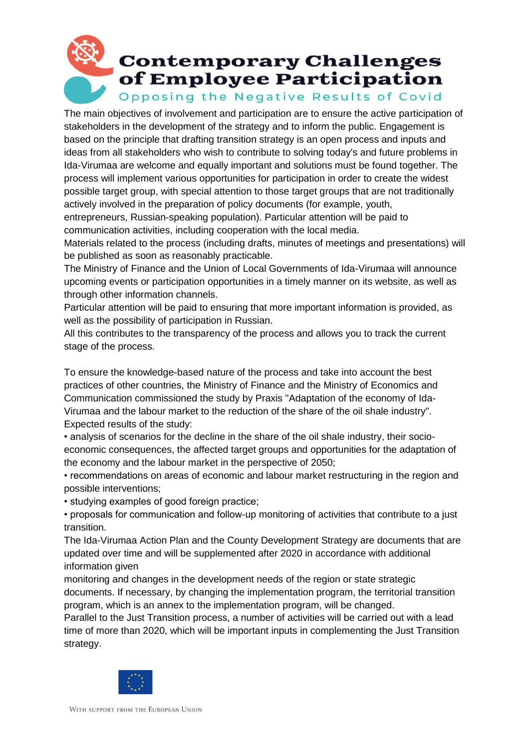The main objectives of involvement and participation are to ensure the active participation of stakeholders in the development of the strategy and to inform the public. Engagement is based on the principle that drafting transition strategy is an open process and inputs and ideas from all stakeholders who wish to contribute to solving today's and future problems in Ida-Virumaa are welcome and equally important and solutions must be found together. The process will implement various opportunities for participation in order to create the widest possible target group, with special attention to those target groups that are not traditionally actively involved in the preparation of policy documents (for example, youth, entrepreneurs, Russian-speaking population). Particular attention will be paid to communication activities, including cooperation with the local media.

Materials related to the process (including drafts, minutes of meetings and presentations) will be published as soon as reasonably practicable.

The Ministry of Finance and the Union of Local Governments of Ida-Virumaa will announce upcoming events or participation opportunities in a timely manner on its website, as well as through other information channels.

Particular attention will be paid to ensuring that more important information is provided, as well as the possibility of participation in Russian.

All this contributes to the transparency of the process and allows you to track the current stage of the process.

To ensure the knowledge-based nature of the process and take into account the best practices of other countries, the Ministry of Finance and the Ministry of Economics and Communication commissioned the study by Praxis "Adaptation of the economy of Ida-Virumaa and the labour market to the reduction of the share of the oil shale industry". Expected results of the study:

- analysis of scenarios for the decline in the share of the oil shale industry, their socio-economic consequences, the affected target groups and opportunities for the adaptation of the economy and the labour market in the perspective of 2050;
- recommendations on areas of economic and labour market restructuring in the region and possible interventions;
- studying examples of good foreign practice;
- proposals for communication and follow-up monitoring of activities that contribute to a just transition.

The Ida-Virumaa Action Plan and the County Development Strategy are documents that are updated over time and will be supplemented after 2020 in accordance with additional information given monitoring and changes in the development needs of the region or state strategic documents. If necessary, by changing the implementation program, the territorial transition program, which is an annex to the implementation program, will be changed.

Parallel to the Just Transition process, a number of activities will be carried out with a lead time of more than 2020, which will be important inputs in complementing the Just Transition strategy.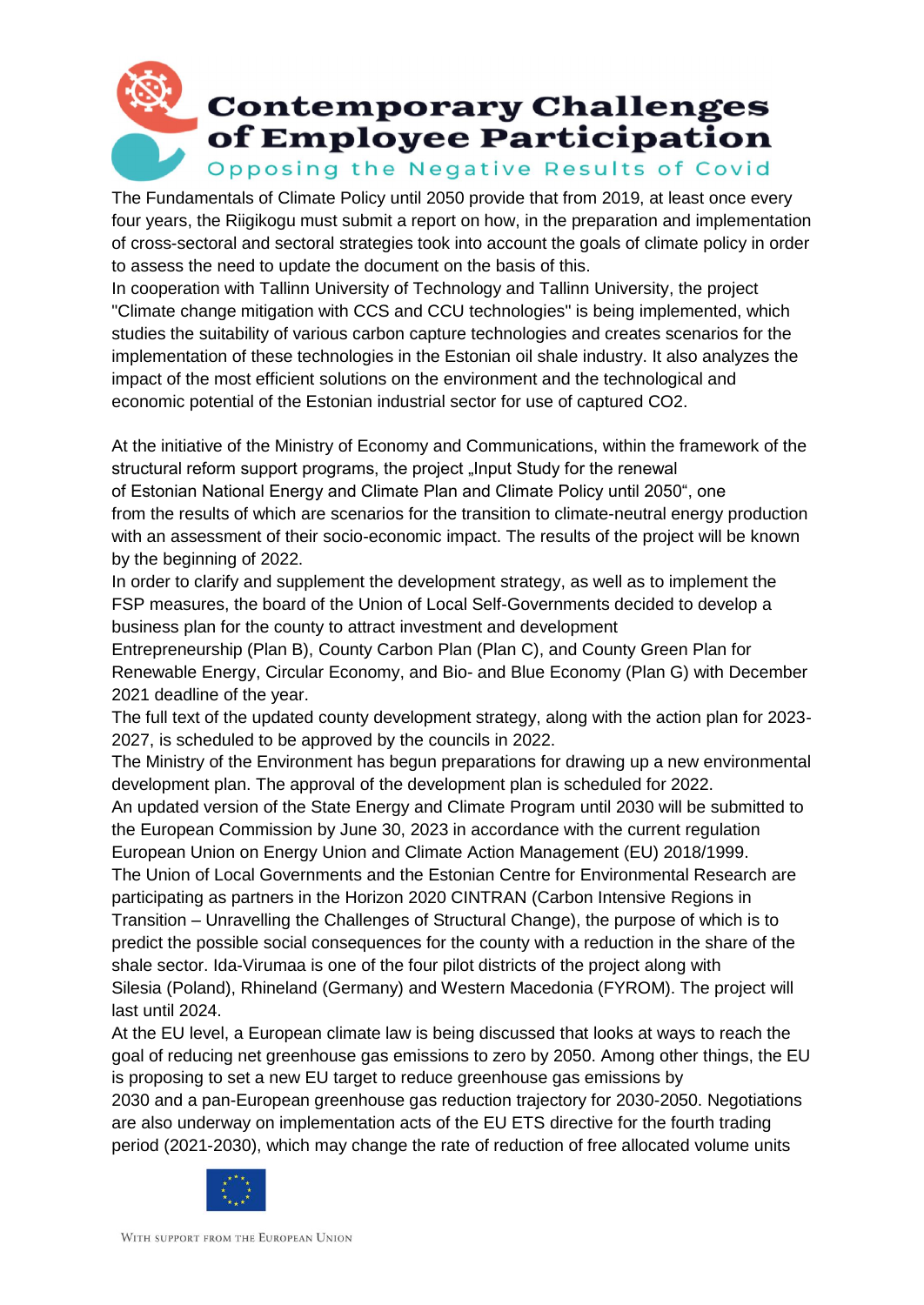The Fundamentals of Climate Policy until 2050 provide that from 2019, at least once every four years, the Riigikogu must submit a report on how, in the preparation and implementation of cross-sectoral and sectoral strategies took into account the goals of climate policy in order to assess the need to update the document on the basis of this.

In cooperation with Tallinn University of Technology and Tallinn University, the project "Climate change mitigation with CCS and CCU technologies" is being implemented, which studies the suitability of various carbon capture technologies and creates scenarios for the implementation of these technologies in the Estonian oil shale industry. It also analyzes the impact of the most efficient solutions on the environment and the technological and economic potential of the Estonian industrial sector for use of captured $CO_2$.

At the initiative of the Ministry of Economy and Communications, within the framework of the structural reform support programs, the project „Input Study for the renewal of Estonian National Energy and Climate Plan and Climate Policy until 2050", one from the results of which are scenarios for the transition to climate-neutral energy production with an assessment of their socio-economic impact. The results of the project will be known by the beginning of 2022.

In order to clarify and supplement the development strategy, as well as to implement the FSP measures, the board of the Union of Local Self-Governments decided to develop a business plan for the county to attract investment and development Entrepreneurship (Plan B), County Carbon Plan (Plan C), and County Green Plan for Renewable Energy, Circular Economy, and Bio- and Blue Economy (Plan G) with December 2021 deadline of the year.

The full text of the updated county development strategy, along with the action plan for 2023-2027, is scheduled to be approved by the councils in 2022.

The Ministry of the Environment has begun preparations for drawing up a new environmental development plan. The approval of the development plan is scheduled for 2022.

An updated version of the State Energy and Climate Program until 2030 will be submitted to the European Commission by June 30, 2023 in accordance with the current regulation European Union on Energy Union and Climate Action Management (EU) 2018/1999.

The Union of Local Governments and the Estonian Centre for Environmental Research are participating as partners in the Horizon 2020 CINTRAN (Carbon Intensive Regions in Transition – Unravelling the Challenges of Structural Change), the purpose of which is to predict the possible social consequences for the county with a reduction in the share of the shale sector. Ida-Virumaa is one of the four pilot districts of the project along with Silesia (Poland), Rhineland (Germany) and Western Macedonia (FYROM). The project will last until 2024.

At the EU level, a European climate law is being discussed that looks at ways to reach the goal of reducing net greenhouse gas emissions to zero by 2050. Among other things, the EU is proposing to set a new EU target to reduce greenhouse gas emissions by 2030 and a pan-European greenhouse gas reduction trajectory for 2030-2050. Negotiations are also underway on implementation acts of the EU ETS directive for the fourth trading period (2021-2030), which may change the rate of reduction of free allocated volume units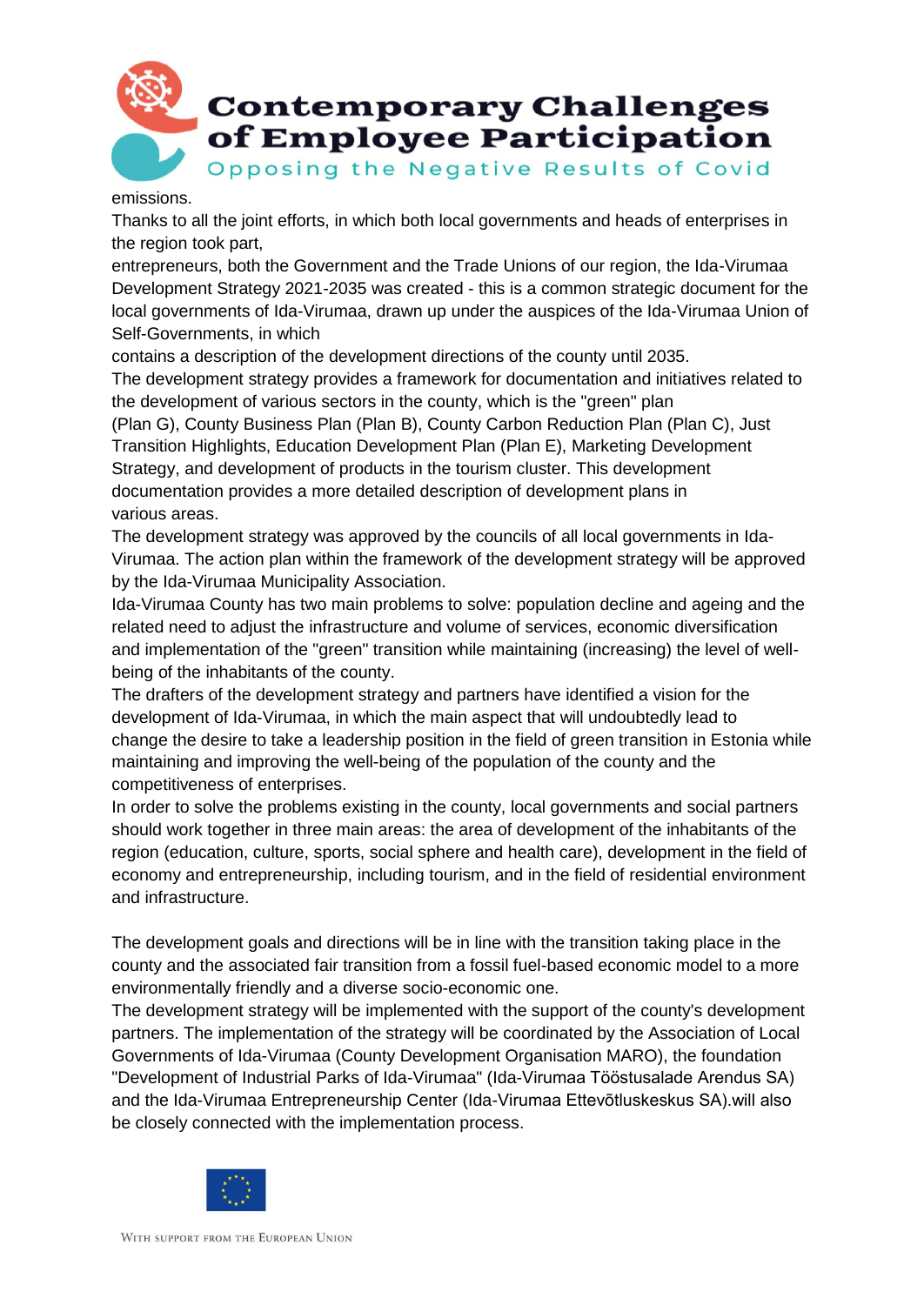emissions.
Thanks to all the joint efforts, in which both local governments and heads of enterprises in the region took part,
entrepreneurs, both the Government and the Trade Unions of our region, the Ida-Virumaa Development Strategy 2021-2035 was created - this is a common strategic document for the local governments of Ida-Virumaa, drawn up under the auspices of the Ida-Virumaa Union of Self-Governments, in which
contains a description of the development directions of the county until 2035.
The development strategy provides a framework for documentation and initiatives related to the development of various sectors in the county, which is the "green" plan
(Plan G), County Business Plan (Plan B), County Carbon Reduction Plan (Plan C), Just Transition Highlights, Education Development Plan (Plan E), Marketing Development Strategy, and development of products in the tourism cluster. This development documentation provides a more detailed description of development plans in
various areas.
The development strategy was approved by the councils of all local governments in Ida-Virumaa. The action plan within the framework of the development strategy will be approved by the Ida-Virumaa Municipality Association.
Ida-Virumaa County has two main problems to solve: population decline and ageing and the related need to adjust the infrastructure and volume of services, economic diversification and implementation of the "green" transition while maintaining (increasing) the level of well-being of the inhabitants of the county.
The drafters of the development strategy and partners have identified a vision for the development of Ida-Virumaa, in which the main aspect that will undoubtedly lead to change the desire to take a leadership position in the field of green transition in Estonia while maintaining and improving the well-being of the population of the county and the competitiveness of enterprises.
In order to solve the problems existing in the county, local governments and social partners should work together in three main areas: the area of development of the inhabitants of the region (education, culture, sports, social sphere and health care), development in the field of economy and entrepreneurship, including tourism, and in the field of residential environment and infrastructure.

The development goals and directions will be in line with the transition taking place in the county and the associated fair transition from a fossil fuel-based economic model to a more environmentally friendly and a diverse socio-economic one.
The development strategy will be implemented with the support of the county's development partners. The implementation of the strategy will be coordinated by the Association of Local Governments of Ida-Virumaa (County Development Organisation MARO), the foundation "Development of Industrial Parks of Ida-Virumaa" (Ida-Virumaa Tööstusalade Arendus SA) and the Ida-Virumaa Entrepreneurship Center (Ida-Virumaa Ettevõtluskeskus SA).will also be closely connected with the implementation process.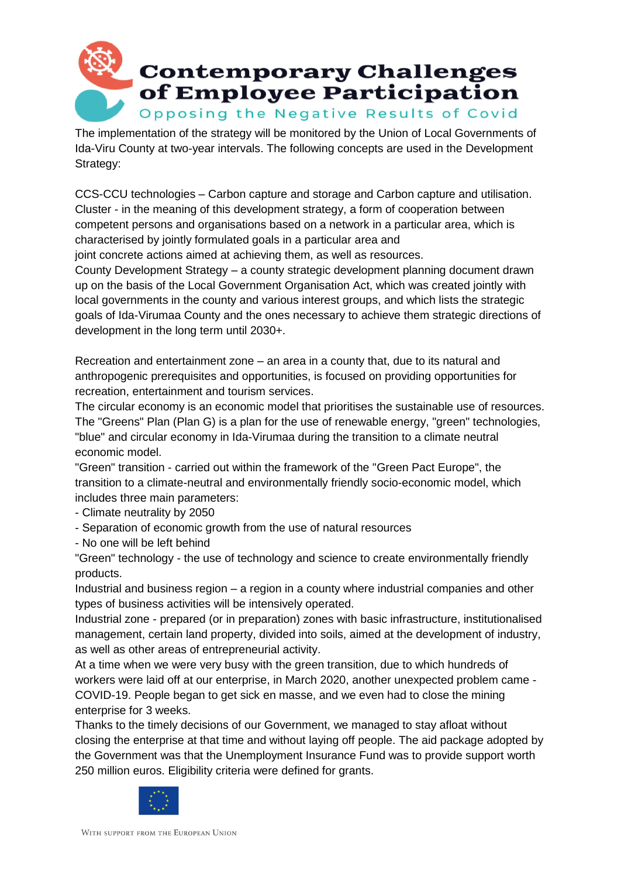The implementation of the strategy will be monitored by the Union of Local Governments of Ida-Viru County at two-year intervals. The following concepts are used in the Development Strategy:

CCS-CCU technologies – Carbon capture and storage and Carbon capture and utilisation.
Cluster - in the meaning of this development strategy, a form of cooperation between competent persons and organisations based on a network in a particular area, which is characterised by jointly formulated goals in a particular area and joint concrete actions aimed at achieving them, as well as resources.
County Development Strategy – a county strategic development planning document drawn up on the basis of the Local Government Organisation Act, which was created jointly with local governments in the county and various interest groups, and which lists the strategic goals of Ida-Virumaa County and the ones necessary to achieve them strategic directions of development in the long term until 2030+.

Recreation and entertainment zone – an area in a county that, due to its natural and anthropogenic prerequisites and opportunities, is focused on providing opportunities for recreation, entertainment and tourism services.
The circular economy is an economic model that prioritises the sustainable use of resources.
The "Greens" Plan (Plan G) is a plan for the use of renewable energy, "green" technologies, "blue" and circular economy in Ida-Virumaa during the transition to a climate neutral economic model.
"Green" transition - carried out within the framework of the "Green Pact Europe", the transition to a climate-neutral and environmentally friendly socio-economic model, which includes three main parameters:

- Climate neutrality by 2050
- Separation of economic growth from the use of natural resources
- No one will be left behind

"Green" technology - the use of technology and science to create environmentally friendly products.
Industrial and business region – a region in a county where industrial companies and other types of business activities will be intensively operated.
Industrial zone - prepared (or in preparation) zones with basic infrastructure, institutionalised management, certain land property, divided into soils, aimed at the development of industry, as well as other areas of entrepreneurial activity.
At a time when we were very busy with the green transition, due to which hundreds of workers were laid off at our enterprise, in March 2020, another unexpected problem came - COVID-19. People began to get sick en masse, and we even had to close the mining enterprise for 3 weeks.
Thanks to the timely decisions of our Government, we managed to stay afloat without closing the enterprise at that time and without laying off people. The aid package adopted by the Government was that the Unemployment Insurance Fund was to provide support worth 250 million euros. Eligibility criteria were defined for grants.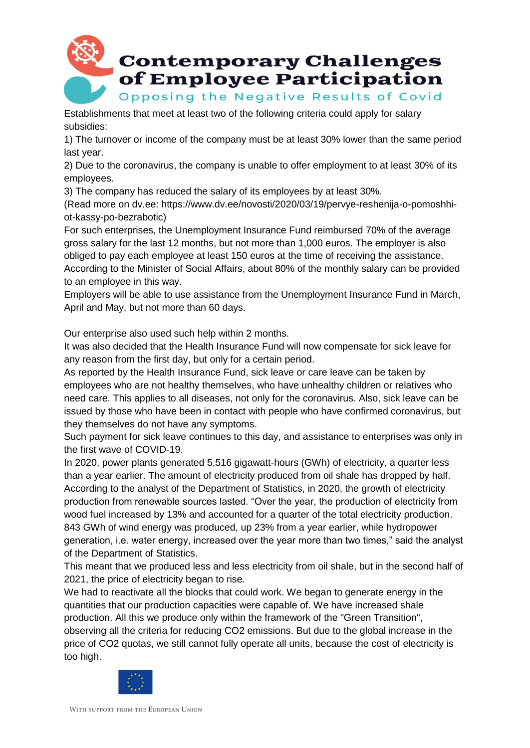Establishments that meet at least two of the following criteria could apply for salary subsidies:

1) The turnover or income of the company must be at least 30% lower than the same period last year.
2) Due to the coronavirus, the company is unable to offer employment to at least 30% of its employees.
3) The company has reduced the salary of its employees by at least 30%.

(Read more on dv.ee: https://www.dv.ee/novosti/2020/03/19/pervye-reshenija-o-pomoshhi-ot-kassy-po-bezrabotic)

For such enterprises, the Unemployment Insurance Fund reimbursed 70% of the average gross salary for the last 12 months, but not more than 1,000 euros. The employer is also obliged to pay each employee at least 150 euros at the time of receiving the assistance. According to the Minister of Social Affairs, about 80% of the monthly salary can be provided to an employee in this way.

Employers will be able to use assistance from the Unemployment Insurance Fund in March, April and May, but not more than 60 days.

Our enterprise also used such help within 2 months.

It was also decided that the Health Insurance Fund will now compensate for sick leave for any reason from the first day, but only for a certain period.

As reported by the Health Insurance Fund, sick leave or care leave can be taken by employees who are not healthy themselves, who have unhealthy children or relatives who need care. This applies to all diseases, not only for the coronavirus. Also, sick leave can be issued by those who have been in contact with people who have confirmed coronavirus, but they themselves do not have any symptoms.

Such payment for sick leave continues to this day, and assistance to enterprises was only in the first wave of COVID-19.

In 2020, power plants generated 5,516 gigawatt-hours (GWh) of electricity, a quarter less than a year earlier. The amount of electricity produced from oil shale has dropped by half. According to the analyst of the Department of Statistics, in 2020, the growth of electricity production from renewable sources lasted. "Over the year, the production of electricity from wood fuel increased by 13% and accounted for a quarter of the total electricity production. 843 GWh of wind energy was produced, up 23% from a year earlier, while hydropower generation, i.e. water energy, increased over the year more than two times," said the analyst of the Department of Statistics.

This meant that we produced less and less electricity from oil shale, but in the second half of 2021, the price of electricity began to rise.

We had to reactivate all the blocks that could work. We began to generate energy in the quantities that our production capacities were capable of. We have increased shale production. All this we produce only within the framework of the "Green Transition", observing all the criteria for reducing $CO_2$ emissions. But due to the global increase in the price of $CO_2$ quotas, we still cannot fully operate all units, because the cost of electricity is too high.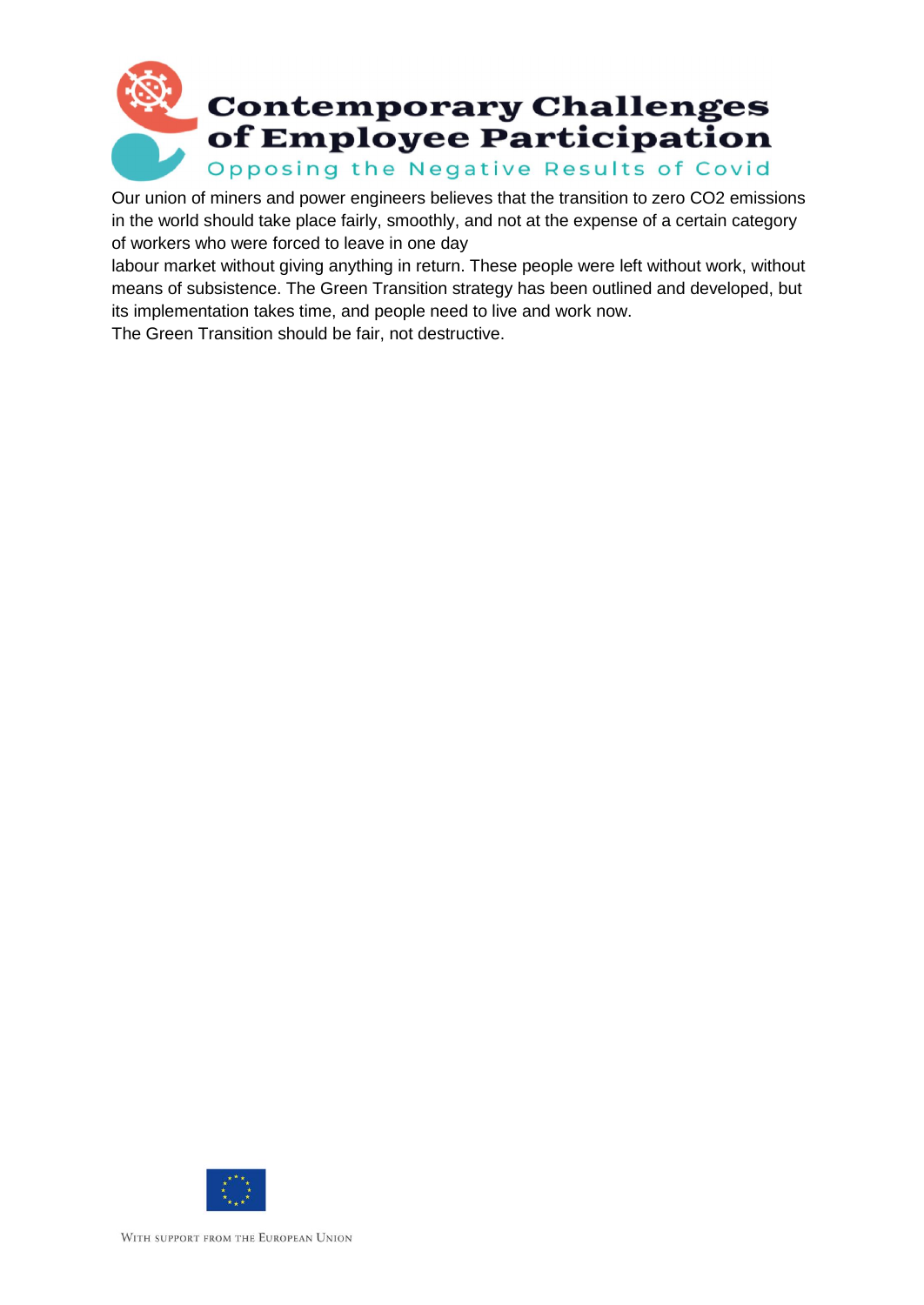Our union of miners and power engineers believes that the transition to zero $CO_2$ emissions in the world should take place fairly, smoothly, and not at the expense of a certain category of workers who were forced to leave in one day labour market without giving anything in return. These people were left without work, without means of subsistence. The Green Transition strategy has been outlined and developed, but its implementation takes time, and people need to live and work now.

The Green Transition should be fair, not destructive.